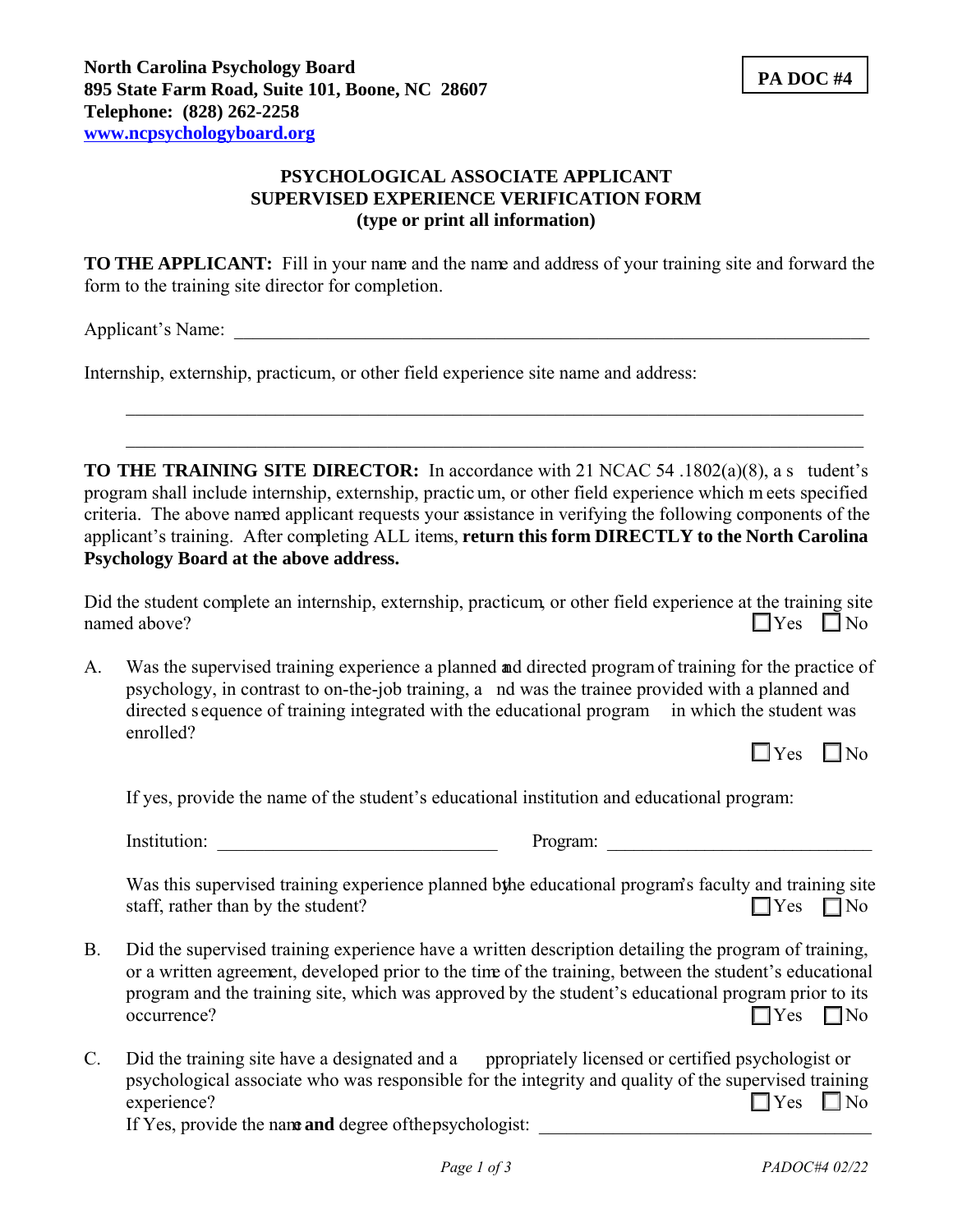**North Carolina Psychology Board**
**895 State Farm Road, Suite 101, Boone, NC 28607**
**Telephone: (828) 262-2258**
**[www.ncpsychologyboard.org](http://www.ncpsychologyboard.org)**

**PA DOC #4**

## PSYCHOLOGICAL ASSOCIATE APPLICANT SUPERVISED EXPERIENCE VERIFICATION FORM (type or print all information)

**TO THE APPLICANT:** Fill in your name and the name and address of your training site and forward the form to the training site director for completion.

Applicant's Name: ______________________________________________________________

Internship, externship, practicum, or other field experience site name and address:

______________________________________________________________

______________________________________________________________

**TO THE TRAINING SITE DIRECTOR:** In accordance with 21 NCAC 54 .1802(a)(8), a student's program shall include internship, externship, practicum, or other field experience which meets specified criteria. The above named applicant requests your assistance in verifying the following components of the applicant's training. After completing ALL items, **return this form DIRECTLY to the North Carolina Psychology Board at the above address.**

Did the student complete an internship, externship, practicum, or other field experience at the training site named above? ☐ Yes ☐ No

A. Was the supervised training experience a planned and directed program of training for the practice of psychology, in contrast to on-the-job training, and was the trainee provided with a planned and directed sequence of training integrated with the educational program in which the student was enrolled?

   ☐ Yes ☐ No

   If yes, provide the name of the student's educational institution and educational program:

   Institution: ______________________________ Program: ______________________________

   Was this supervised training experience planned by the educational program's faculty and training site staff, rather than by the student? ☐ Yes ☐ No

B. Did the supervised training experience have a written description detailing the program of training, or a written agreement, developed prior to the time of the training, between the student's educational program and the training site, which was approved by the student's educational program prior to its occurrence? ☐ Yes ☐ No

C. Did the training site have a designated and appropriately licensed or certified psychologist or psychological associate who was responsible for the integrity and quality of the supervised training experience? ☐ Yes ☐ No

   If Yes, provide the name **and** degree of the psychologist: ______________________________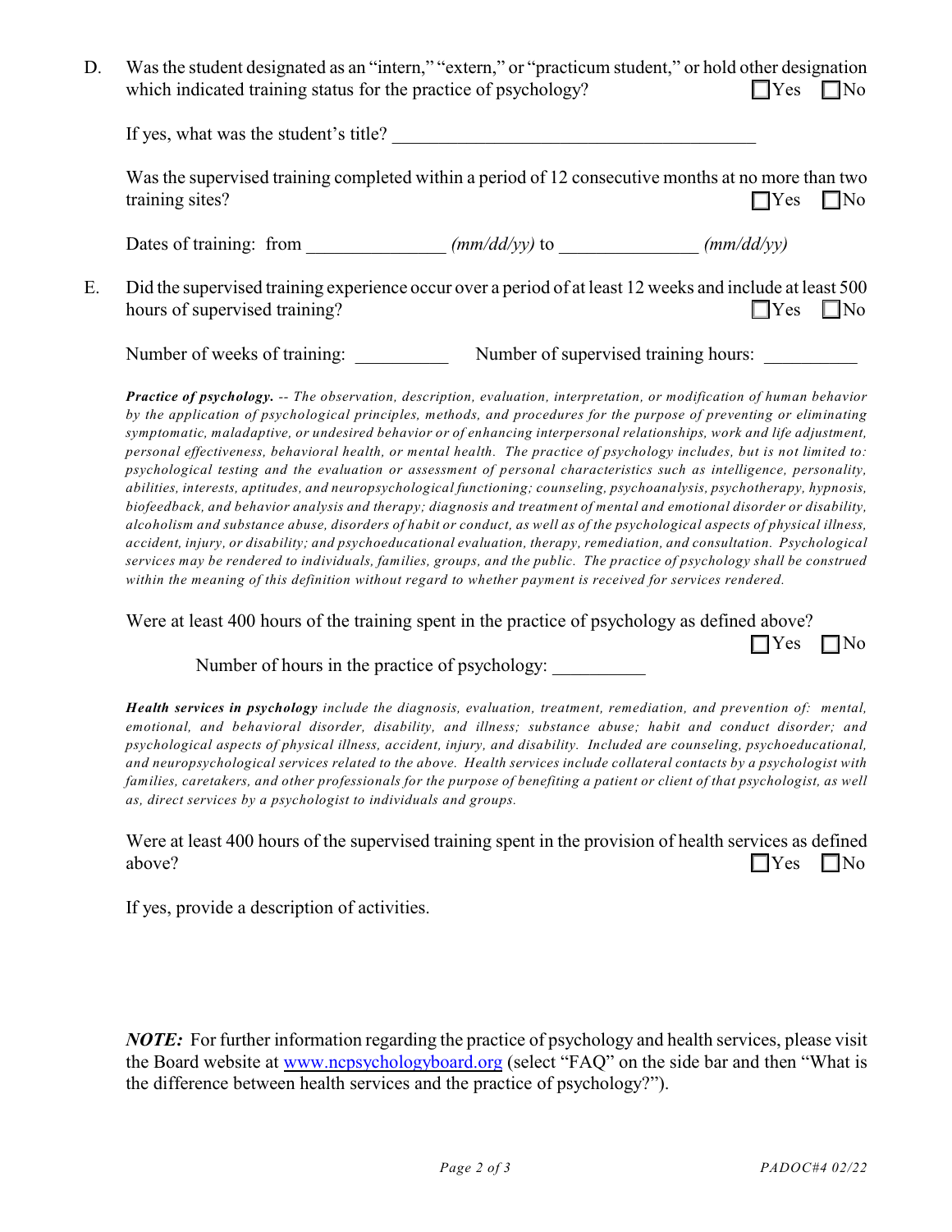D. Was the student designated as an "intern," "extern," or "practicum student," or hold other designation which indicated training status for the practice of psychology? ☐Yes ☐No

If yes, what was the student's title? ________________________________________

Was the supervised training completed within a period of 12 consecutive months at no more than two training sites? ☐Yes ☐No

Dates of training: from _______________ *(mm/dd/yy)* to _______________ *(mm/dd/yy)*

E. Did the supervised training experience occur over a period of at least 12 weeks and include at least 500 hours of supervised training? ☐Yes ☐No

Number of weeks of training: __________ Number of supervised training hours: __________

***Practice of psychology.*** *-- The observation, description, evaluation, interpretation, or modification of human behavior by the application of psychological principles, methods, and procedures for the purpose of preventing or eliminating symptomatic, maladaptive, or undesired behavior or of enhancing interpersonal relationships, work and life adjustment, personal effectiveness, behavioral health, or mental health. The practice of psychology includes, but is not limited to: psychological testing and the evaluation or assessment of personal characteristics such as intelligence, personality, abilities, interests, aptitudes, and neuropsychological functioning; counseling, psychoanalysis, psychotherapy, hypnosis, biofeedback, and behavior analysis and therapy; diagnosis and treatment of mental and emotional disorder or disability, alcoholism and substance abuse, disorders of habit or conduct, as well as of the psychological aspects of physical illness, accident, injury, or disability; and psychoeducational evaluation, therapy, remediation, and consultation. Psychological services may be rendered to individuals, families, groups, and the public. The practice of psychology shall be construed within the meaning of this definition without regard to whether payment is received for services rendered.*

Were at least 400 hours of the training spent in the practice of psychology as defined above? ☐Yes ☐No

Number of hours in the practice of psychology: __________

***Health services in psychology*** *include the diagnosis, evaluation, treatment, remediation, and prevention of: mental, emotional, and behavioral disorder, disability, and illness; substance abuse; habit and conduct disorder; and psychological aspects of physical illness, accident, injury, and disability. Included are counseling, psychoeducational, and neuropsychological services related to the above. Health services include collateral contacts by a psychologist with families, caretakers, and other professionals for the purpose of benefiting a patient or client of that psychologist, as well as, direct services by a psychologist to individuals and groups.*

Were at least 400 hours of the supervised training spent in the provision of health services as defined above? ☐Yes ☐No

If yes, provide a description of activities.

***NOTE:*** For further information regarding the practice of psychology and health services, please visit the Board website at [www.ncpsychologyboard.org](http://www.ncpsychologyboard.org) (select "FAQ" on the side bar and then "What is the difference between health services and the practice of psychology?").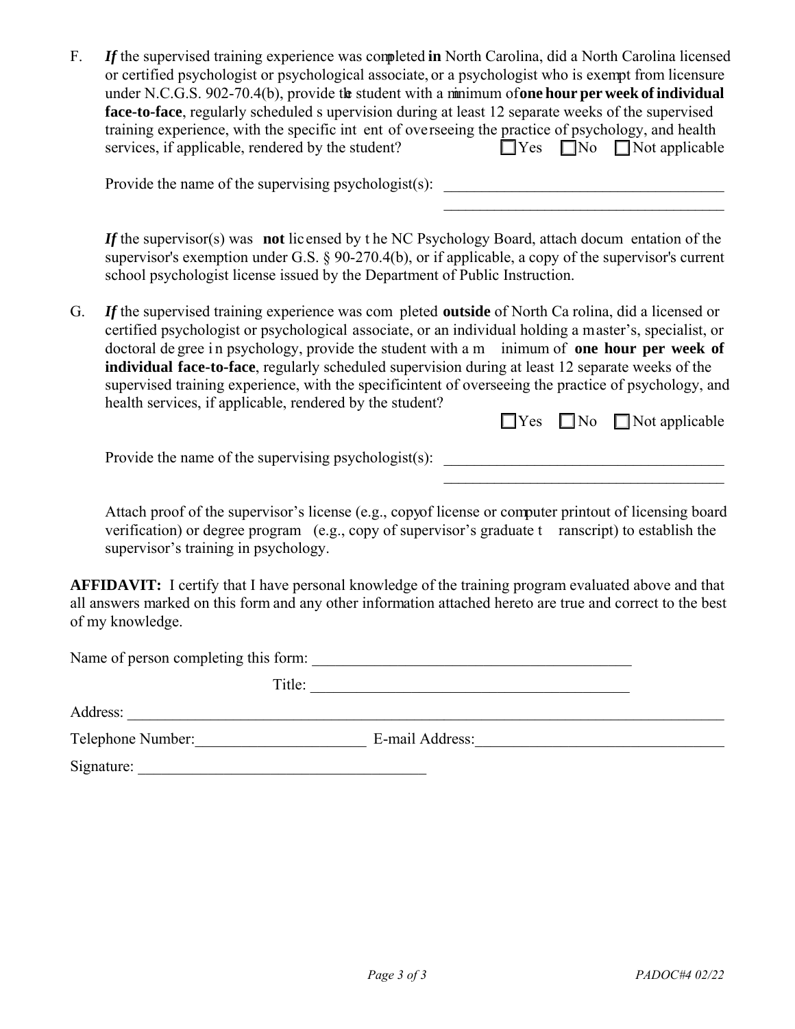F. ***If*** the supervised training experience was completed **in** North Carolina, did a North Carolina licensed or certified psychologist or psychological associate, or a psychologist who is exempt from licensure under N.C.G.S. 902-70.4(b), provide the student with a minimum of **one hour per week of individual face-to-face**, regularly scheduled supervision during at least 12 separate weeks of the supervised training experience, with the specific intent of overseeing the practice of psychology, and health services, if applicable, rendered by the student? ☐ Yes ☐ No ☐ Not applicable

Provide the name of the supervising psychologist(s): ____________________________________

____________________________________

***If*** the supervisor(s) was **not** licensed by the NC Psychology Board, attach documentation of the supervisor's exemption under G.S. § 90-270.4(b), or if applicable, a copy of the supervisor's current school psychologist license issued by the Department of Public Instruction.

G. ***If*** the supervised training experience was completed **outside** of North Carolina, did a licensed or certified psychologist or psychological associate, or an individual holding a master's, specialist, or doctoral degree in psychology, provide the student with a minimum of **one hour per week of individual face-to-face**, regularly scheduled supervision during at least 12 separate weeks of the supervised training experience, with the specific intent of overseeing the practice of psychology, and health services, if applicable, rendered by the student?

☐ Yes ☐ No ☐ Not applicable

Provide the name of the supervising psychologist(s): ____________________________________

____________________________________

Attach proof of the supervisor's license (e.g., copy of license or computer printout of licensing board verification) or degree program (e.g., copy of supervisor's graduate transcript) to establish the supervisor's training in psychology.

**AFFIDAVIT:** I certify that I have personal knowledge of the training program evaluated above and that all answers marked on this form and any other information attached hereto are true and correct to the best of my knowledge.

Name of person completing this form: ________________________________________

Title: ________________________________________

Address: ____________________________________________________________________________

Telephone Number: ______________________ E-mail Address: ________________________________

Signature: ____________________________________

PADOC#4 02/22